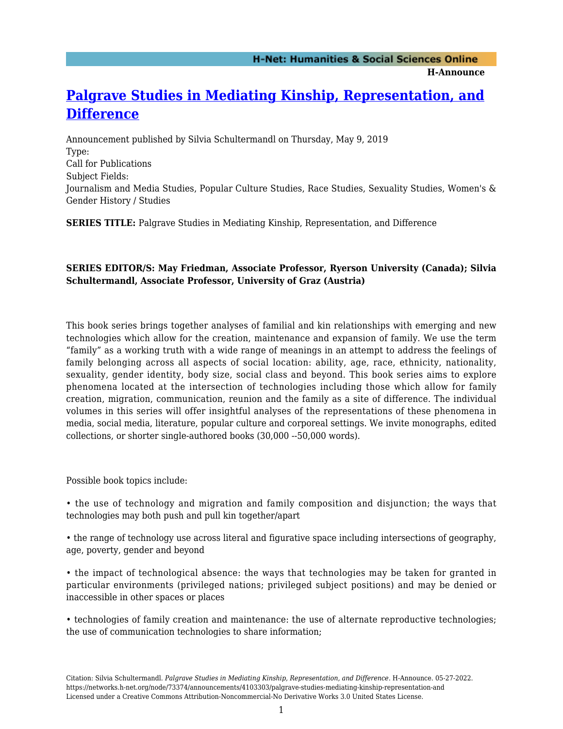# Palgrave Studies in Mediating Kinship, Representation, and Difference

Announcement published by Silvia Schultermandl on Thursday, May 9, 2019

Type:
Call for Publications

Subject Fields:
Journalism and Media Studies, Popular Culture Studies, Race Studies, Sexuality Studies, Women's & Gender History / Studies

**SERIES TITLE:** Palgrave Studies in Mediating Kinship, Representation, and Difference

**SERIES EDITOR/S: May Friedman, Associate Professor, Ryerson University (Canada); Silvia Schultermandl, Associate Professor, University of Graz (Austria)**

This book series brings together analyses of familial and kin relationships with emerging and new technologies which allow for the creation, maintenance and expansion of family. We use the term "family" as a working truth with a wide range of meanings in an attempt to address the feelings of family belonging across all aspects of social location: ability, age, race, ethnicity, nationality, sexuality, gender identity, body size, social class and beyond. This book series aims to explore phenomena located at the intersection of technologies including those which allow for family creation, migration, communication, reunion and the family as a site of difference. The individual volumes in this series will offer insightful analyses of the representations of these phenomena in media, social media, literature, popular culture and corporeal settings. We invite monographs, edited collections, or shorter single-authored books (30,000 --50,000 words).

Possible book topics include:

• the use of technology and migration and family composition and disjunction; the ways that technologies may both push and pull kin together/apart

• the range of technology use across literal and figurative space including intersections of geography, age, poverty, gender and beyond

• the impact of technological absence: the ways that technologies may be taken for granted in particular environments (privileged nations; privileged subject positions) and may be denied or inaccessible in other spaces or places

• technologies of family creation and maintenance: the use of alternate reproductive technologies; the use of communication technologies to share information;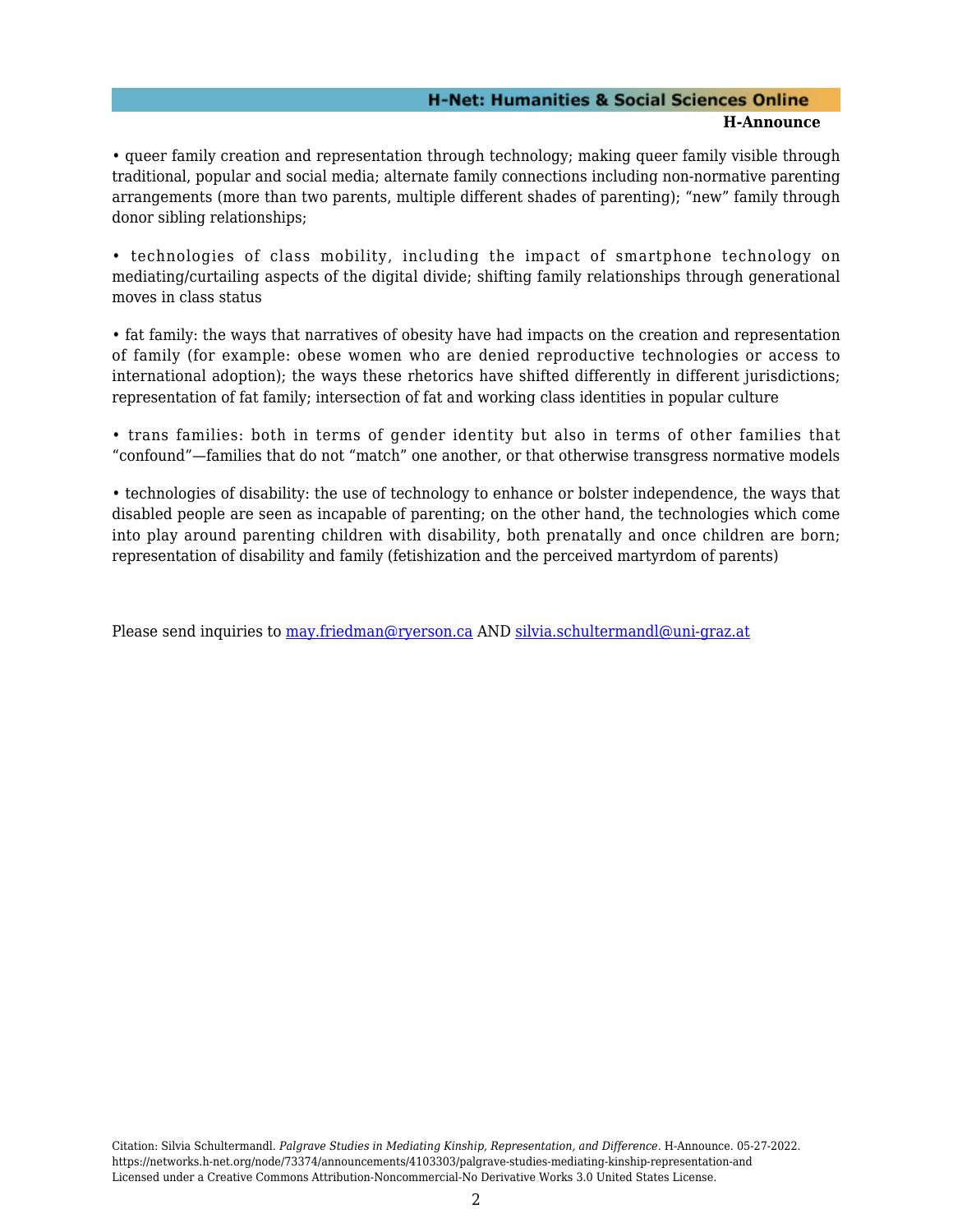• queer family creation and representation through technology; making queer family visible through traditional, popular and social media; alternate family connections including non-normative parenting arrangements (more than two parents, multiple different shades of parenting); "new" family through donor sibling relationships;

• technologies of class mobility, including the impact of smartphone technology on mediating/curtailing aspects of the digital divide; shifting family relationships through generational moves in class status

• fat family: the ways that narratives of obesity have had impacts on the creation and representation of family (for example: obese women who are denied reproductive technologies or access to international adoption); the ways these rhetorics have shifted differently in different jurisdictions; representation of fat family; intersection of fat and working class identities in popular culture

• trans families: both in terms of gender identity but also in terms of other families that "confound"—families that do not "match" one another, or that otherwise transgress normative models

• technologies of disability: the use of technology to enhance or bolster independence, the ways that disabled people are seen as incapable of parenting; on the other hand, the technologies which come into play around parenting children with disability, both prenatally and once children are born; representation of disability and family (fetishization and the perceived martyrdom of parents)

Please send inquiries to may.friedman@ryerson.ca AND silvia.schultermandl@uni-graz.at

Citation: Silvia Schultermandl. *Palgrave Studies in Mediating Kinship, Representation, and Difference*. H-Announce. 05-27-2022. https://networks.h-net.org/node/73374/announcements/4103303/palgrave-studies-mediating-kinship-representation-and
Licensed under a Creative Commons Attribution-Noncommercial-No Derivative Works 3.0 United States License.